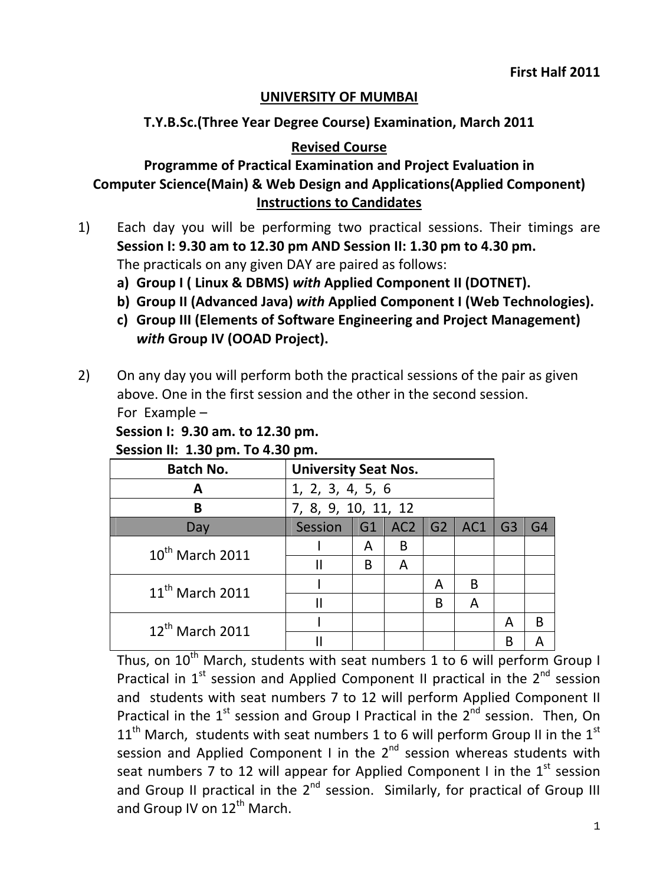**First Half 2011**

# UNIVERSITY OF MUMBAI

## T.Y.B.Sc.(Three Year Degree Course) Examination, March 2011

## Revised Course

## Programme of Practical Examination and Project Evaluation in Computer Science(Main) & Web Design and Applications(Applied Component)

## Instructions to Candidates

1) Each day you will be performing two practical sessions. Their timings are **Session I: 9.30 am to 12.30 pm AND Session II: 1.30 pm to 4.30 pm.**
   The practicals on any given DAY are paired as follows:
   a) **Group I ( Linux & DBMS) *with* Applied Component II (DOTNET).**
   b) **Group II (Advanced Java) *with* Applied Component I (Web Technologies).**
   c) **Group III (Elements of Software Engineering and Project Management) *with* Group IV (OOAD Project).**

2) On any day you will perform both the practical sessions of the pair as given above. One in the first session and the other in the second session.
   For Example –
   **Session I: 9.30 am. to 12.30 pm.**
   **Session II: 1.30 pm. To 4.30 pm.**

| Batch No. | University Seat Nos. |
|---|---|
| A | 1, 2, 3, 4, 5, 6 |
| B | 7, 8, 9, 10, 11, 12 |

| Day | Session | G1 | AC2 | G2 | AC1 | G3 | G4 |
|---|---|---|---|---|---|---|---|
| 10th March 2011 | I | A | B | | | | |
| | II | B | A | | | | |
| 11th March 2011 | I | | | A | B | | |
| | II | | | B | A | | |
| 12th March 2011 | I | | | | | A | B |
| | II | | | | | B | A |

Thus, on 10th March, students with seat numbers 1 to 6 will perform Group I Practical in 1st session and Applied Component II practical in the 2nd session and students with seat numbers 7 to 12 will perform Applied Component II Practical in the 1st session and Group I Practical in the 2nd session. Then, On 11th March, students with seat numbers 1 to 6 will perform Group II in the 1st session and Applied Component I in the 2nd session whereas students with seat numbers 7 to 12 will appear for Applied Component I in the 1st session and Group II practical in the 2nd session. Similarly, for practical of Group III and Group IV on 12th March.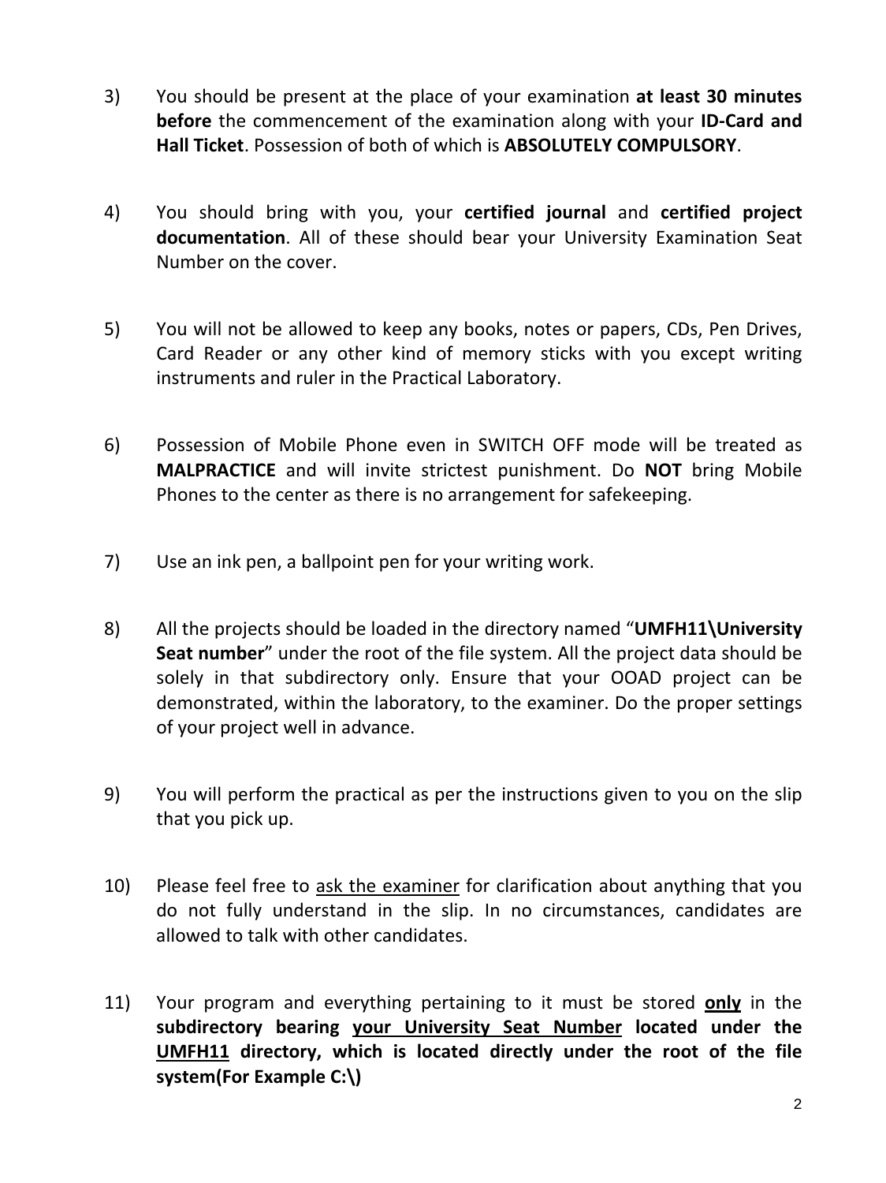3) You should be present at the place of your examination **at least 30 minutes before** the commencement of the examination along with your **ID-Card and Hall Ticket**. Possession of both of which is **ABSOLUTELY COMPULSORY**.

4) You should bring with you, your **certified journal** and **certified project documentation**. All of these should bear your University Examination Seat Number on the cover.

5) You will not be allowed to keep any books, notes or papers, CDs, Pen Drives, Card Reader or any other kind of memory sticks with you except writing instruments and ruler in the Practical Laboratory.

6) Possession of Mobile Phone even in SWITCH OFF mode will be treated as **MALPRACTICE** and will invite strictest punishment. Do **NOT** bring Mobile Phones to the center as there is no arrangement for safekeeping.

7) Use an ink pen, a ballpoint pen for your writing work.

8) All the projects should be loaded in the directory named "**UMFH11\University Seat number**" under the root of the file system. All the project data should be solely in that subdirectory only. Ensure that your OOAD project can be demonstrated, within the laboratory, to the examiner. Do the proper settings of your project well in advance.

9) You will perform the practical as per the instructions given to you on the slip that you pick up.

10) Please feel free to <u>ask the examiner</u> for clarification about anything that you do not fully understand in the slip. In no circumstances, candidates are allowed to talk with other candidates.

11) Your program and everything pertaining to it must be stored **<u>only</u>** in the **subdirectory bearing <u>your University Seat Number</u> located under the <u>UMFH11</u> directory, which is located directly under the root of the file system(For Example C:\)**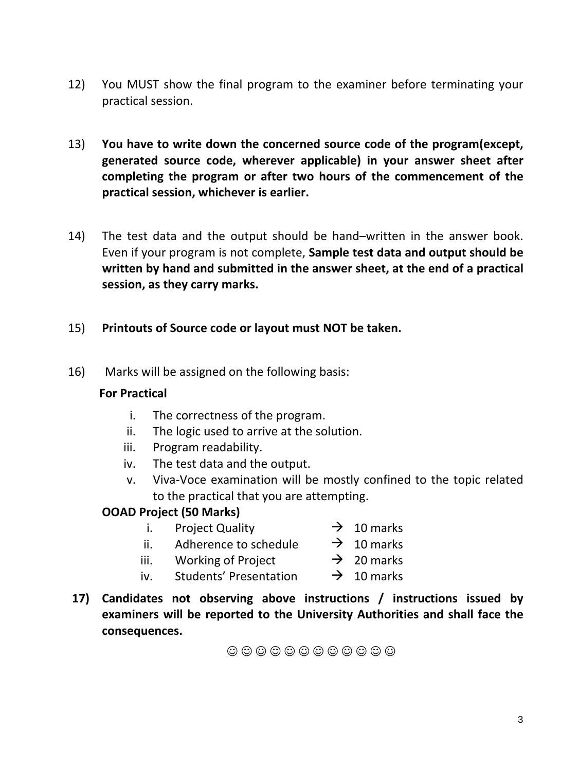12) You MUST show the final program to the examiner before terminating your practical session.

13) **You have to write down the concerned source code of the program(except, generated source code, wherever applicable) in your answer sheet after completing the program or after two hours of the commencement of the practical session, whichever is earlier.**

14) The test data and the output should be hand–written in the answer book. Even if your program is not complete, **Sample test data and output should be written by hand and submitted in the answer sheet, at the end of a practical session, as they carry marks.**

15) **Printouts of Source code or layout must NOT be taken.**

16) Marks will be assigned on the following basis:

**For Practical**

i. The correctness of the program.
ii. The logic used to arrive at the solution.
iii. Program readability.
iv. The test data and the output.
v. Viva-Voce examination will be mostly confined to the topic related to the practical that you are attempting.

**OOAD Project (50 Marks)**

i. Project Quality → 10 marks
ii. Adherence to schedule → 10 marks
iii. Working of Project → 20 marks
iv. Students' Presentation → 10 marks

17) **Candidates not observing above instructions / instructions issued by examiners will be reported to the University Authorities and shall face the consequences.**

☺☺☺☺☺☺☺☺☺☺☺☺